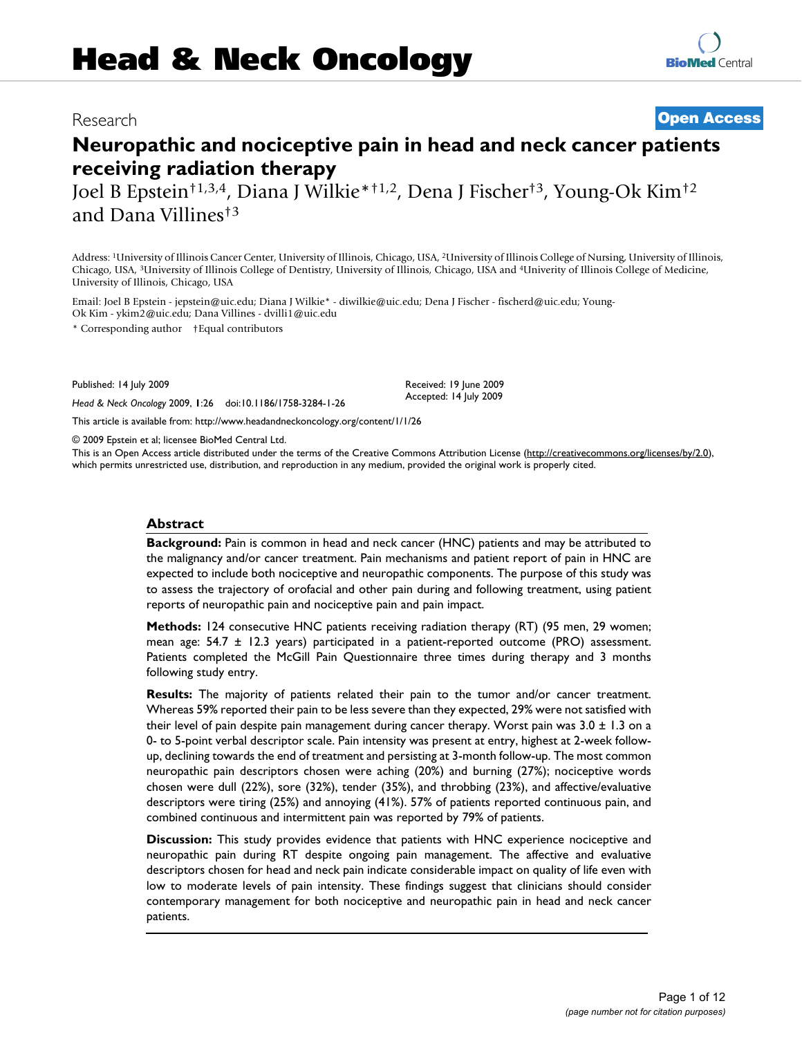# Head & Neck Oncology

Research

**Open Access**

# Neuropathic and nociceptive pain in head and neck cancer patients receiving radiation therapy

Joel B Epstein†[1,3,4], Diana J Wilkie*†[1,2], Dena J Fischer†[3], Young-Ok Kim†[2] and Dana Villines†[3]

Address: [1]University of Illinois Cancer Center, University of Illinois, Chicago, USA, [2]University of Illinois College of Nursing, University of Illinois, Chicago, USA, [3]University of Illinois College of Dentistry, University of Illinois, Chicago, USA and [4]Univerity of Illinois College of Medicine, University of Illinois, Chicago, USA

Email: Joel B Epstein - jepstein@uic.edu; Diana J Wilkie* - diwilkie@uic.edu; Dena J Fischer - fischerd@uic.edu; Young-Ok Kim - ykim2@uic.edu; Dana Villines - dvilli1@uic.edu

\* Corresponding author †Equal contributors

Published: 14 July 2009

*Head & Neck Oncology* 2009, **1**:26 doi:10.1186/1758-3284-1-26

Received: 19 June 2009
Accepted: 14 July 2009

This article is available from: http://www.headandneckoncology.org/content/1/1/26

© 2009 Epstein et al; licensee BioMed Central Ltd.

This is an Open Access article distributed under the terms of the Creative Commons Attribution License (http://creativecommons.org/licenses/by/2.0), which permits unrestricted use, distribution, and reproduction in any medium, provided the original work is properly cited.

## Abstract

**Background:** Pain is common in head and neck cancer (HNC) patients and may be attributed to the malignancy and/or cancer treatment. Pain mechanisms and patient report of pain in HNC are expected to include both nociceptive and neuropathic components. The purpose of this study was to assess the trajectory of orofacial and other pain during and following treatment, using patient reports of neuropathic pain and nociceptive pain and pain impact.

**Methods:** 124 consecutive HNC patients receiving radiation therapy (RT) (95 men, 29 women; mean age: 54.7 ± 12.3 years) participated in a patient-reported outcome (PRO) assessment. Patients completed the McGill Pain Questionnaire three times during therapy and 3 months following study entry.

**Results:** The majority of patients related their pain to the tumor and/or cancer treatment. Whereas 59% reported their pain to be less severe than they expected, 29% were not satisfied with their level of pain despite pain management during cancer therapy. Worst pain was 3.0 ± 1.3 on a 0- to 5-point verbal descriptor scale. Pain intensity was present at entry, highest at 2-week follow-up, declining towards the end of treatment and persisting at 3-month follow-up. The most common neuropathic pain descriptors chosen were aching (20%) and burning (27%); nociceptive words chosen were dull (22%), sore (32%), tender (35%), and throbbing (23%), and affective/evaluative descriptors were tiring (25%) and annoying (41%). 57% of patients reported continuous pain, and combined continuous and intermittent pain was reported by 79% of patients.

**Discussion:** This study provides evidence that patients with HNC experience nociceptive and neuropathic pain during RT despite ongoing pain management. The affective and evaluative descriptors chosen for head and neck pain indicate considerable impact on quality of life even with low to moderate levels of pain intensity. These findings suggest that clinicians should consider contemporary management for both nociceptive and neuropathic pain in head and neck cancer patients.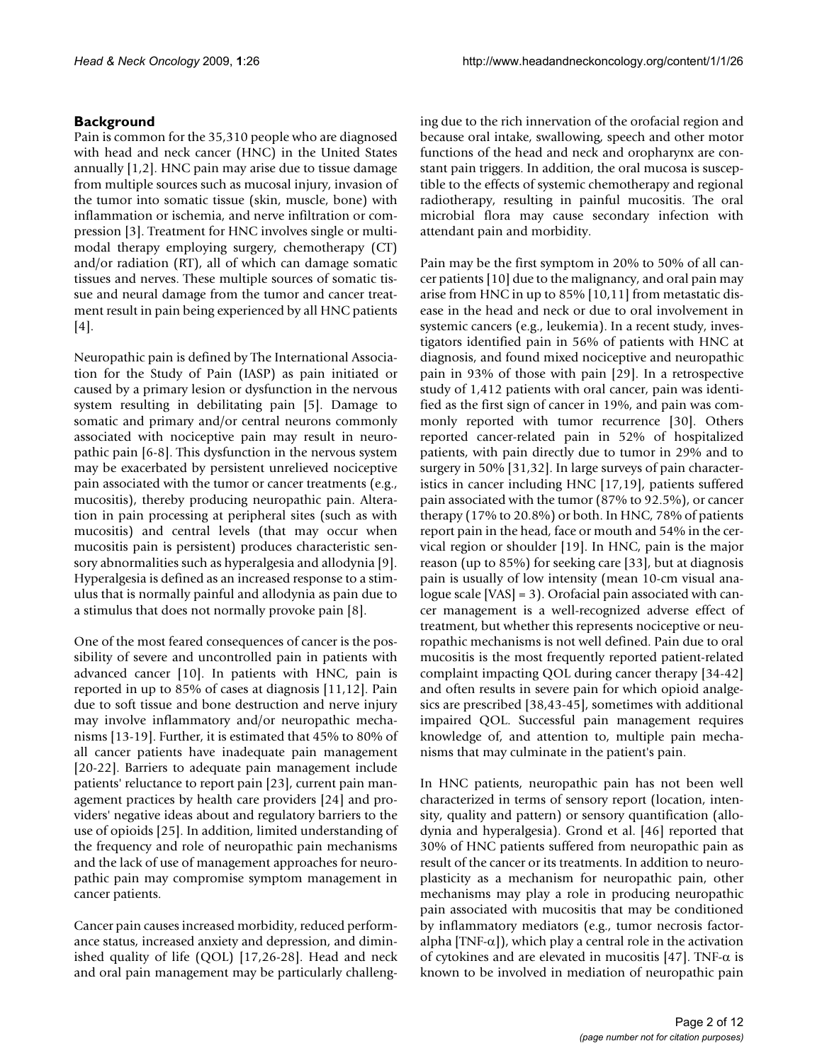## Background

Pain is common for the 35,310 people who are diagnosed with head and neck cancer (HNC) in the United States annually [1,2]. HNC pain may arise due to tissue damage from multiple sources such as mucosal injury, invasion of the tumor into somatic tissue (skin, muscle, bone) with inflammation or ischemia, and nerve infiltration or compression [3]. Treatment for HNC involves single or multimodal therapy employing surgery, chemotherapy (CT) and/or radiation (RT), all of which can damage somatic tissues and nerves. These multiple sources of somatic tissue and neural damage from the tumor and cancer treatment result in pain being experienced by all HNC patients [4].

Neuropathic pain is defined by The International Association for the Study of Pain (IASP) as pain initiated or caused by a primary lesion or dysfunction in the nervous system resulting in debilitating pain [5]. Damage to somatic and primary and/or central neurons commonly associated with nociceptive pain may result in neuropathic pain [6-8]. This dysfunction in the nervous system may be exacerbated by persistent unrelieved nociceptive pain associated with the tumor or cancer treatments (e.g., mucositis), thereby producing neuropathic pain. Alteration in pain processing at peripheral sites (such as with mucositis) and central levels (that may occur when mucositis pain is persistent) produces characteristic sensory abnormalities such as hyperalgesia and allodynia [9]. Hyperalgesia is defined as an increased response to a stimulus that is normally painful and allodynia as pain due to a stimulus that does not normally provoke pain [8].

One of the most feared consequences of cancer is the possibility of severe and uncontrolled pain in patients with advanced cancer [10]. In patients with HNC, pain is reported in up to 85% of cases at diagnosis [11,12]. Pain due to soft tissue and bone destruction and nerve injury may involve inflammatory and/or neuropathic mechanisms [13-19]. Further, it is estimated that 45% to 80% of all cancer patients have inadequate pain management [20-22]. Barriers to adequate pain management include patients' reluctance to report pain [23], current pain management practices by health care providers [24] and providers' negative ideas about and regulatory barriers to the use of opioids [25]. In addition, limited understanding of the frequency and role of neuropathic pain mechanisms and the lack of use of management approaches for neuropathic pain may compromise symptom management in cancer patients.

Cancer pain causes increased morbidity, reduced performance status, increased anxiety and depression, and diminished quality of life (QOL) [17,26-28]. Head and neck and oral pain management may be particularly challenging due to the rich innervation of the orofacial region and because oral intake, swallowing, speech and other motor functions of the head and neck and oropharynx are constant pain triggers. In addition, the oral mucosa is susceptible to the effects of systemic chemotherapy and regional radiotherapy, resulting in painful mucositis. The oral microbial flora may cause secondary infection with attendant pain and morbidity.

Pain may be the first symptom in 20% to 50% of all cancer patients [10] due to the malignancy, and oral pain may arise from HNC in up to 85% [10,11] from metastatic disease in the head and neck or due to oral involvement in systemic cancers (e.g., leukemia). In a recent study, investigators identified pain in 56% of patients with HNC at diagnosis, and found mixed nociceptive and neuropathic pain in 93% of those with pain [29]. In a retrospective study of 1,412 patients with oral cancer, pain was identified as the first sign of cancer in 19%, and pain was commonly reported with tumor recurrence [30]. Others reported cancer-related pain in 52% of hospitalized patients, with pain directly due to tumor in 29% and to surgery in 50% [31,32]. In large surveys of pain characteristics in cancer including HNC [17,19], patients suffered pain associated with the tumor (87% to 92.5%), or cancer therapy (17% to 20.8%) or both. In HNC, 78% of patients report pain in the head, face or mouth and 54% in the cervical region or shoulder [19]. In HNC, pain is the major reason (up to 85%) for seeking care [33], but at diagnosis pain is usually of low intensity (mean 10-cm visual analogue scale [VAS] = 3). Orofacial pain associated with cancer management is a well-recognized adverse effect of treatment, but whether this represents nociceptive or neuropathic mechanisms is not well defined. Pain due to oral mucositis is the most frequently reported patient-related complaint impacting QOL during cancer therapy [34-42] and often results in severe pain for which opioid analgesics are prescribed [38,43-45], sometimes with additional impaired QOL. Successful pain management requires knowledge of, and attention to, multiple pain mechanisms that may culminate in the patient's pain.

In HNC patients, neuropathic pain has not been well characterized in terms of sensory report (location, intensity, quality and pattern) or sensory quantification (allodynia and hyperalgesia). Grond et al. [46] reported that 30% of HNC patients suffered from neuropathic pain as result of the cancer or its treatments. In addition to neuroplasticity as a mechanism for neuropathic pain, other mechanisms may play a role in producing neuropathic pain associated with mucositis that may be conditioned by inflammatory mediators (e.g., tumor necrosis factor-alpha [TNF-$\alpha$]), which play a central role in the activation of cytokines and are elevated in mucositis [47]. TNF-$\alpha$ is known to be involved in mediation of neuropathic pain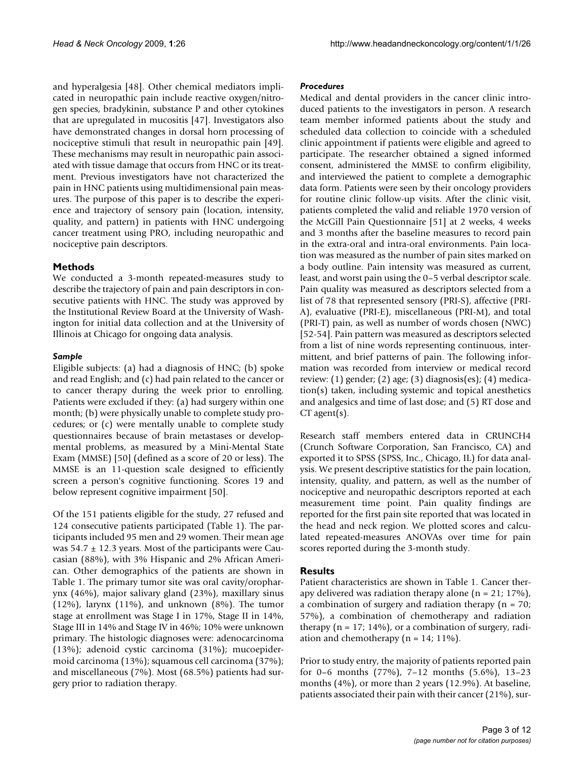and hyperalgesia [48]. Other chemical mediators implicated in neuropathic pain include reactive oxygen/nitrogen species, bradykinin, substance P and other cytokines that are upregulated in mucositis [47]. Investigators also have demonstrated changes in dorsal horn processing of nociceptive stimuli that result in neuropathic pain [49]. These mechanisms may result in neuropathic pain associated with tissue damage that occurs from HNC or its treatment. Previous investigators have not characterized the pain in HNC patients using multidimensional pain measures. The purpose of this paper is to describe the experience and trajectory of sensory pain (location, intensity, quality, and pattern) in patients with HNC undergoing cancer treatment using PRO, including neuropathic and nociceptive pain descriptors.

## Methods

We conducted a 3-month repeated-measures study to describe the trajectory of pain and pain descriptors in consecutive patients with HNC. The study was approved by the Institutional Review Board at the University of Washington for initial data collection and at the University of Illinois at Chicago for ongoing data analysis.

### *Sample*

Eligible subjects: (a) had a diagnosis of HNC; (b) spoke and read English; and (c) had pain related to the cancer or to cancer therapy during the week prior to enrolling. Patients were excluded if they: (a) had surgery within one month; (b) were physically unable to complete study procedures; or (c) were mentally unable to complete study questionnaires because of brain metastases or developmental problems, as measured by a Mini-Mental State Exam (MMSE) [50] (defined as a score of 20 or less). The MMSE is an 11-question scale designed to efficiently screen a person's cognitive functioning. Scores 19 and below represent cognitive impairment [50].

Of the 151 patients eligible for the study, 27 refused and 124 consecutive patients participated (Table 1). The participants included 95 men and 29 women. Their mean age was 54.7 ± 12.3 years. Most of the participants were Caucasian (88%), with 3% Hispanic and 2% African American. Other demographics of the patients are shown in Table 1. The primary tumor site was oral cavity/oropharynx (46%), major salivary gland (23%), maxillary sinus (12%), larynx (11%), and unknown (8%). The tumor stage at enrollment was Stage I in 17%, Stage II in 14%, Stage III in 14% and Stage IV in 46%; 10% were unknown primary. The histologic diagnoses were: adenocarcinoma (13%); adenoid cystic carcinoma (31%); mucoepidermoid carcinoma (13%); squamous cell carcinoma (37%); and miscellaneous (7%). Most (68.5%) patients had surgery prior to radiation therapy.

### *Procedures*

Medical and dental providers in the cancer clinic introduced patients to the investigators in person. A research team member informed patients about the study and scheduled data collection to coincide with a scheduled clinic appointment if patients were eligible and agreed to participate. The researcher obtained a signed informed consent, administered the MMSE to confirm eligibility, and interviewed the patient to complete a demographic data form. Patients were seen by their oncology providers for routine clinic follow-up visits. After the clinic visit, patients completed the valid and reliable 1970 version of the McGill Pain Questionnaire [51] at 2 weeks, 4 weeks and 3 months after the baseline measures to record pain in the extra-oral and intra-oral environments. Pain location was measured as the number of pain sites marked on a body outline. Pain intensity was measured as current, least, and worst pain using the 0–5 verbal descriptor scale. Pain quality was measured as descriptors selected from a list of 78 that represented sensory (PRI-S), affective (PRI-A), evaluative (PRI-E), miscellaneous (PRI-M), and total (PRI-T) pain, as well as number of words chosen (NWC) [52-54]. Pain pattern was measured as descriptors selected from a list of nine words representing continuous, intermittent, and brief patterns of pain. The following information was recorded from interview or medical record review: (1) gender; (2) age; (3) diagnosis(es); (4) medication(s) taken, including systemic and topical anesthetics and analgesics and time of last dose; and (5) RT dose and CT agent(s).

Research staff members entered data in CRUNCH4 (Crunch Software Corporation, San Francisco, CA) and exported it to SPSS (SPSS, Inc., Chicago, IL) for data analysis. We present descriptive statistics for the pain location, intensity, quality, and pattern, as well as the number of nociceptive and neuropathic descriptors reported at each measurement time point. Pain quality findings are reported for the first pain site reported that was located in the head and neck region. We plotted scores and calculated repeated-measures ANOVAs over time for pain scores reported during the 3-month study.

## Results

Patient characteristics are shown in Table 1. Cancer therapy delivered was radiation therapy alone (n = 21; 17%), a combination of surgery and radiation therapy (n = 70; 57%), a combination of chemotherapy and radiation therapy (n = 17; 14%), or a combination of surgery, radiation and chemotherapy (n = 14; 11%).

Prior to study entry, the majority of patients reported pain for 0–6 months (77%), 7–12 months (5.6%), 13–23 months (4%), or more than 2 years (12.9%). At baseline, patients associated their pain with their cancer (21%), sur-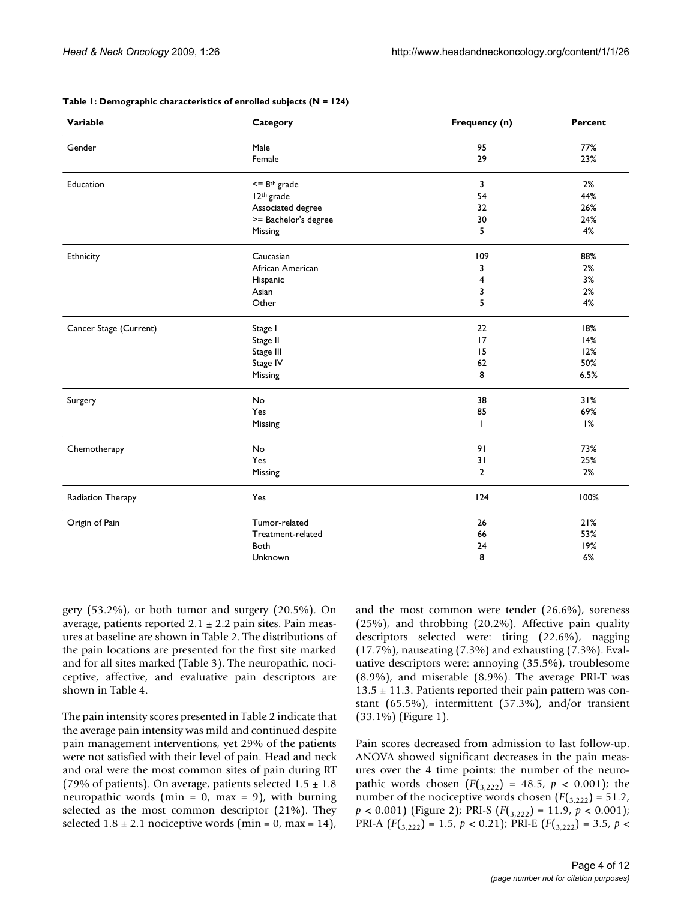**Table 1: Demographic characteristics of enrolled subjects (N = 124)**

| Variable | Category | Frequency (n) | Percent |
|---|---|---|---|
| Gender | Male | 95 | 77% |
| | Female | 29 | 23% |
| Education | <= 8th grade | 3 | 2% |
| | 12th grade | 54 | 44% |
| | Associated degree | 32 | 26% |
| | >= Bachelor's degree | 30 | 24% |
| | Missing | 5 | 4% |
| Ethnicity | Caucasian | 109 | 88% |
| | African American | 3 | 2% |
| | Hispanic | 4 | 3% |
| | Asian | 3 | 2% |
| | Other | 5 | 4% |
| Cancer Stage (Current) | Stage I | 22 | 18% |
| | Stage II | 17 | 14% |
| | Stage III | 15 | 12% |
| | Stage IV | 62 | 50% |
| | Missing | 8 | 6.5% |
| Surgery | No | 38 | 31% |
| | Yes | 85 | 69% |
| | Missing | 1 | 1% |
| Chemotherapy | No | 91 | 73% |
| | Yes | 31 | 25% |
| | Missing | 2 | 2% |
| Radiation Therapy | Yes | 124 | 100% |
| Origin of Pain | Tumor-related | 26 | 21% |
| | Treatment-related | 66 | 53% |
| | Both | 24 | 19% |
| | Unknown | 8 | 6% |

gery (53.2%), or both tumor and surgery (20.5%). On average, patients reported 2.1 ± 2.2 pain sites. Pain measures at baseline are shown in Table 2. The distributions of the pain locations are presented for the first site marked and for all sites marked (Table 3). The neuropathic, nociceptive, affective, and evaluative pain descriptors are shown in Table 4.

The pain intensity scores presented in Table 2 indicate that the average pain intensity was mild and continued despite pain management interventions, yet 29% of the patients were not satisfied with their level of pain. Head and neck and oral were the most common sites of pain during RT (79% of patients). On average, patients selected 1.5 ± 1.8 neuropathic words (min = 0, max = 9), with burning selected as the most common descriptor (21%). They selected 1.8 ± 2.1 nociceptive words (min = 0, max = 14), and the most common were tender (26.6%), soreness (25%), and throbbing (20.2%). Affective pain quality descriptors selected were: tiring (22.6%), nagging (17.7%), nauseating (7.3%) and exhausting (7.3%). Evaluative descriptors were: annoying (35.5%), troublesome (8.9%), and miserable (8.9%). The average PRI-T was 13.5 ± 11.3. Patients reported their pain pattern was constant (65.5%), intermittent (57.3%), and/or transient (33.1%) (Figure 1).

Pain scores decreased from admission to last follow-up. ANOVA showed significant decreases in the pain measures over the 4 time points: the number of the neuropathic words chosen ($F(_{3,222})$ = 48.5, $p < 0.001$); the number of the nociceptive words chosen ($F(_{3,222})$ = 51.2, $p < 0.001$) (Figure 2); PRI-S ($F(_{3,222})$ = 11.9, $p < 0.001$); PRI-A ($F(_{3,222})$ = 1.5, $p < 0.21$); PRI-E ($F(_{3,222})$ = 3.5, $p <$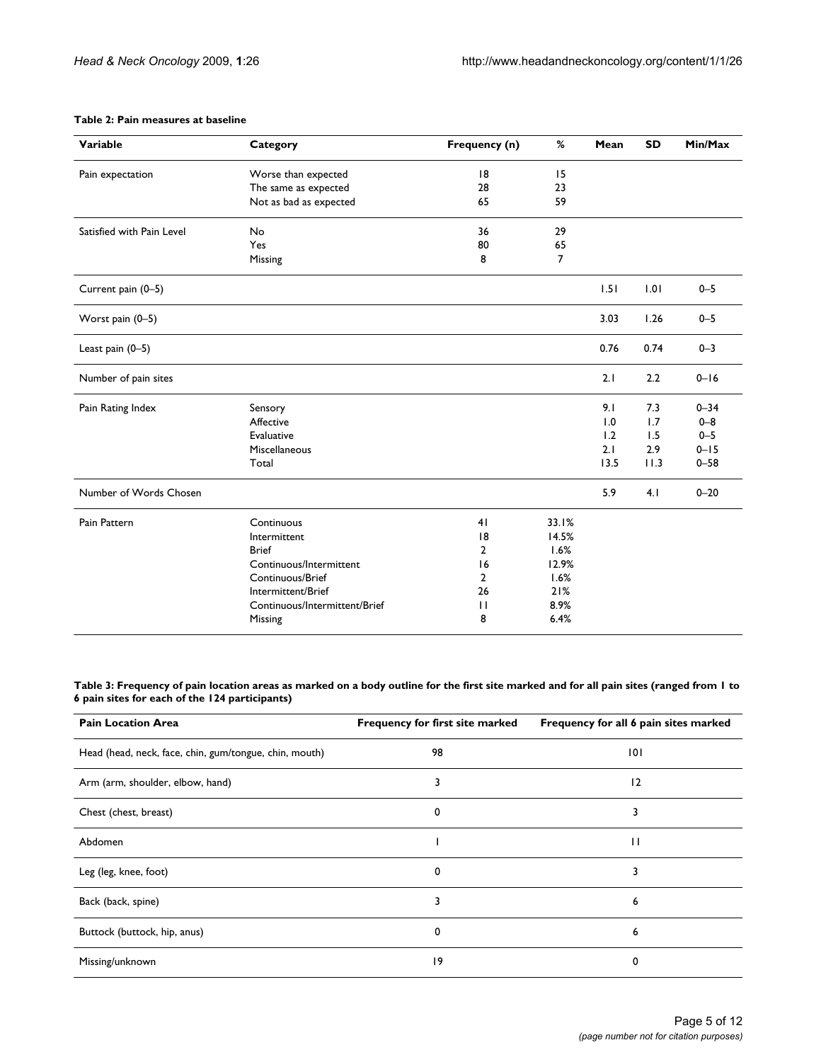**Table 2: Pain measures at baseline**

| Variable | Category | Frequency (n) | % | Mean | SD | Min/Max |
| --- | --- | --- | --- | --- | --- | --- |
| Pain expectation | Worse than expected | 18 | 15 | | | |
| | The same as expected | 28 | 23 | | | |
| | Not as bad as expected | 65 | 59 | | | |
| Satisfied with Pain Level | No | 36 | 29 | | | |
| | Yes | 80 | 65 | | | |
| | Missing | 8 | 7 | | | |
| Current pain (0–5) | | | | 1.51 | 1.01 | 0–5 |
| Worst pain (0–5) | | | | 3.03 | 1.26 | 0–5 |
| Least pain (0–5) | | | | 0.76 | 0.74 | 0–3 |
| Number of pain sites | | | | 2.1 | 2.2 | 0–16 |
| Pain Rating Index | Sensory | | | 9.1 | 7.3 | 0–34 |
| | Affective | | | 1.0 | 1.7 | 0–8 |
| | Evaluative | | | 1.2 | 1.5 | 0–5 |
| | Miscellaneous | | | 2.1 | 2.9 | 0–15 |
| | Total | | | 13.5 | 11.3 | 0–58 |
| Number of Words Chosen | | | | 5.9 | 4.1 | 0–20 |
| Pain Pattern | Continuous | 41 | 33.1% | | | |
| | Intermittent | 18 | 14.5% | | | |
| | Brief | 2 | 1.6% | | | |
| | Continuous/Intermittent | 16 | 12.9% | | | |
| | Continuous/Brief | 2 | 1.6% | | | |
| | Intermittent/Brief | 26 | 21% | | | |
| | Continuous/Intermittent/Brief | 11 | 8.9% | | | |
| | Missing | 8 | 6.4% | | | |

**Table 3: Frequency of pain location areas as marked on a body outline for the first site marked and for all pain sites (ranged from 1 to 6 pain sites for each of the 124 participants)**

| Pain Location Area | Frequency for first site marked | Frequency for all 6 pain sites marked |
| --- | --- | --- |
| Head (head, neck, face, chin, gum/tongue, chin, mouth) | 98 | 101 |
| Arm (arm, shoulder, elbow, hand) | 3 | 12 |
| Chest (chest, breast) | 0 | 3 |
| Abdomen | 1 | 11 |
| Leg (leg, knee, foot) | 0 | 3 |
| Back (back, spine) | 3 | 6 |
| Buttock (buttock, hip, anus) | 0 | 6 |
| Missing/unknown | 19 | 0 |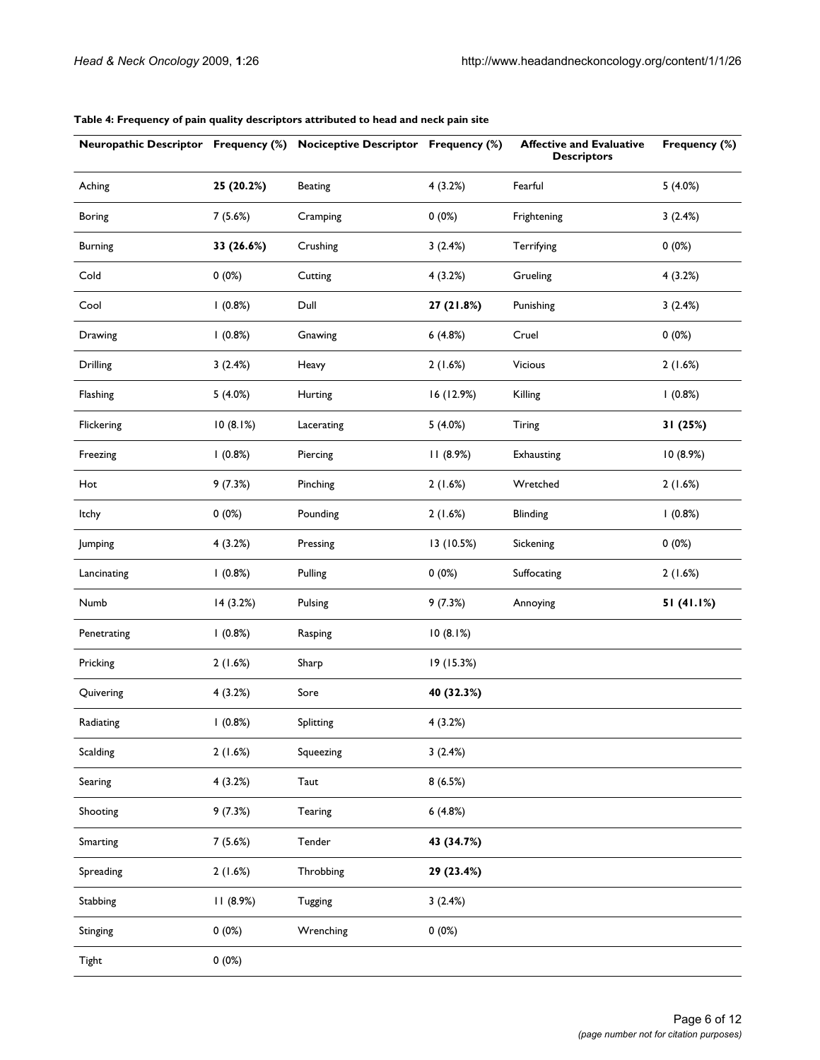**Table 4: Frequency of pain quality descriptors attributed to head and neck pain site**

| Neuropathic Descriptor | Frequency (%) | Nociceptive Descriptor | Frequency (%) | Affective and Evaluative Descriptors | Frequency (%) |
| --- | --- | --- | --- | --- | --- |
| Aching | **25 (20.2%)** | Beating | 4 (3.2%) | Fearful | 5 (4.0%) |
| Boring | 7 (5.6%) | Cramping | 0 (0%) | Frightening | 3 (2.4%) |
| Burning | **33 (26.6%)** | Crushing | 3 (2.4%) | Terrifying | 0 (0%) |
| Cold | 0 (0%) | Cutting | 4 (3.2%) | Grueling | 4 (3.2%) |
| Cool | 1 (0.8%) | Dull | **27 (21.8%)** | Punishing | 3 (2.4%) |
| Drawing | 1 (0.8%) | Gnawing | 6 (4.8%) | Cruel | 0 (0%) |
| Drilling | 3 (2.4%) | Heavy | 2 (1.6%) | Vicious | 2 (1.6%) |
| Flashing | 5 (4.0%) | Hurting | 16 (12.9%) | Killing | 1 (0.8%) |
| Flickering | 10 (8.1%) | Lacerating | 5 (4.0%) | Tiring | **31 (25%)** |
| Freezing | 1 (0.8%) | Piercing | 11 (8.9%) | Exhausting | 10 (8.9%) |
| Hot | 9 (7.3%) | Pinching | 2 (1.6%) | Wretched | 2 (1.6%) |
| Itchy | 0 (0%) | Pounding | 2 (1.6%) | Blinding | 1 (0.8%) |
| Jumping | 4 (3.2%) | Pressing | 13 (10.5%) | Sickening | 0 (0%) |
| Lancinating | 1 (0.8%) | Pulling | 0 (0%) | Suffocating | 2 (1.6%) |
| Numb | 14 (3.2%) | Pulsing | 9 (7.3%) | Annoying | **51 (41.1%)** |
| Penetrating | 1 (0.8%) | Rasping | 10 (8.1%) | | |
| Pricking | 2 (1.6%) | Sharp | 19 (15.3%) | | |
| Quivering | 4 (3.2%) | Sore | **40 (32.3%)** | | |
| Radiating | 1 (0.8%) | Splitting | 4 (3.2%) | | |
| Scalding | 2 (1.6%) | Squeezing | 3 (2.4%) | | |
| Searing | 4 (3.2%) | Taut | 8 (6.5%) | | |
| Shooting | 9 (7.3%) | Tearing | 6 (4.8%) | | |
| Smarting | 7 (5.6%) | Tender | **43 (34.7%)** | | |
| Spreading | 2 (1.6%) | Throbbing | **29 (23.4%)** | | |
| Stabbing | 11 (8.9%) | Tugging | 3 (2.4%) | | |
| Stinging | 0 (0%) | Wrenching | 0 (0%) | | |
| Tight | 0 (0%) | | | | |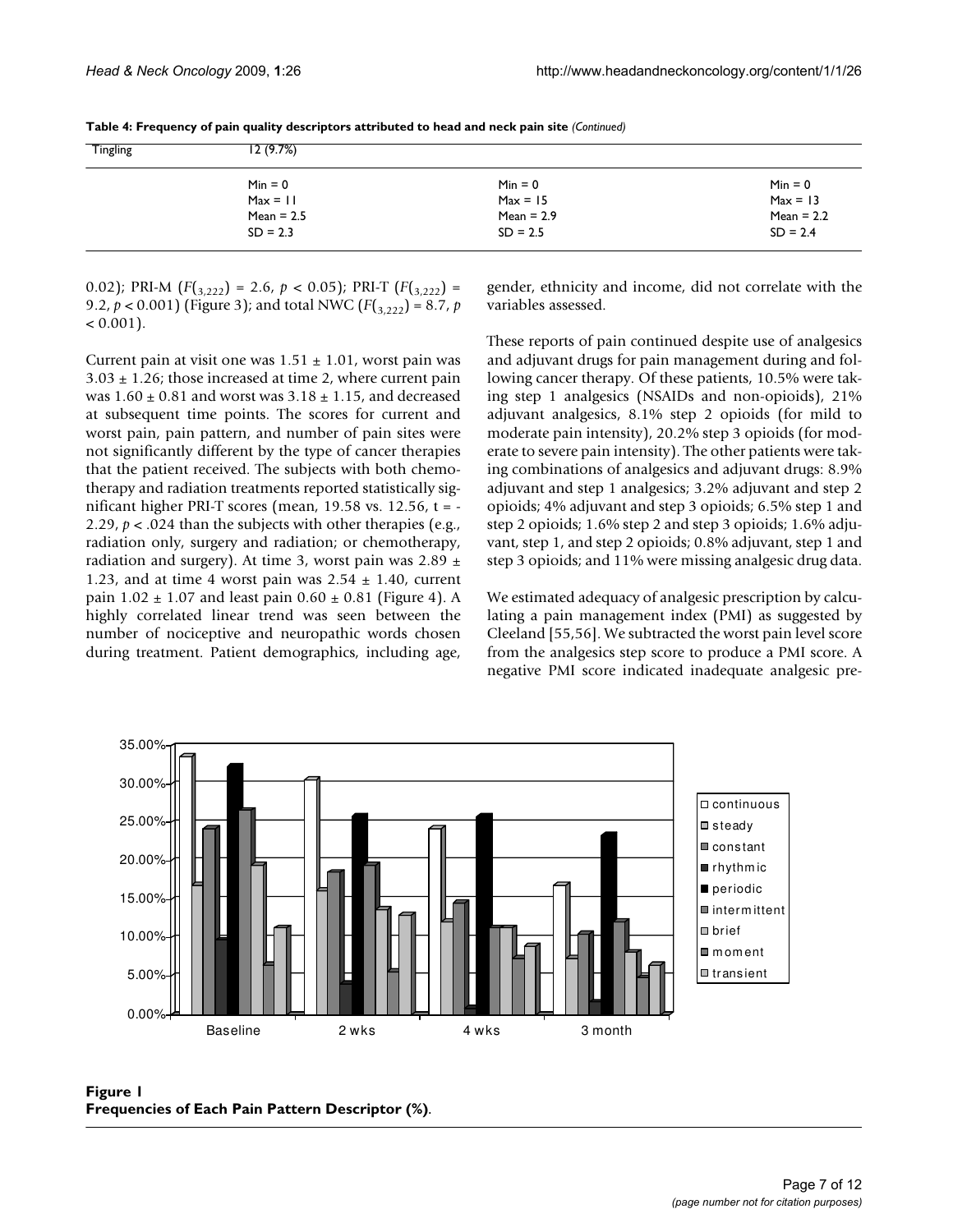**Table 4: Frequency of pain quality descriptors attributed to head and neck pain site** *(Continued)*

| | | | |
|---|---|---|---|
| Tingling | 12 (9.7%) | | |
| | Min = 0<br>Max = 11<br>Mean = 2.5<br>SD = 2.3 | Min = 0<br>Max = 15<br>Mean = 2.9<br>SD = 2.5 | Min = 0<br>Max = 13<br>Mean = 2.2<br>SD = 2.4 |

0.02); PRI-M ($F(_{3,222}) = 2.6$, $p < 0.05$); PRI-T ($F(_{3,222}) = 9.2$, $p < 0.001$) (Figure 3); and total NWC ($F(_{3,222}) = 8.7$, $p < 0.001$).

Current pain at visit one was 1.51 ± 1.01, worst pain was 3.03 ± 1.26; those increased at time 2, where current pain was 1.60 ± 0.81 and worst was 3.18 ± 1.15, and decreased at subsequent time points. The scores for current and worst pain, pain pattern, and number of pain sites were not significantly different by the type of cancer therapies that the patient received. The subjects with both chemotherapy and radiation treatments reported statistically significant higher PRI-T scores (mean, 19.58 vs. 12.56, t = -2.29, $p < .024$ than the subjects with other therapies (e.g., radiation only, surgery and radiation; or chemotherapy, radiation and surgery). At time 3, worst pain was 2.89 ± 1.23, and at time 4 worst pain was 2.54 ± 1.40, current pain 1.02 ± 1.07 and least pain 0.60 ± 0.81 (Figure 4). A highly correlated linear trend was seen between the number of nociceptive and neuropathic words chosen during treatment. Patient demographics, including age, gender, ethnicity and income, did not correlate with the variables assessed.

These reports of pain continued despite use of analgesics and adjuvant drugs for pain management during and following cancer therapy. Of these patients, 10.5% were taking step 1 analgesics (NSAIDs and non-opioids), 21% adjuvant analgesics, 8.1% step 2 opioids (for mild to moderate pain intensity), 20.2% step 3 opioids (for moderate to severe pain intensity). The other patients were taking combinations of analgesics and adjuvant drugs: 8.9% adjuvant and step 1 analgesics; 3.2% adjuvant and step 2 opioids; 4% adjuvant and step 3 opioids; 6.5% step 1 and step 2 opioids; 1.6% step 2 and step 3 opioids; 1.6% adjuvant, step 1, and step 2 opioids; 0.8% adjuvant, step 1 and step 3 opioids; and 11% were missing analgesic drug data.

We estimated adequacy of analgesic prescription by calculating a pain management index (PMI) as suggested by Cleeland [55,56]. We subtracted the worst pain level score from the analgesics step score to produce a PMI score. A negative PMI score indicated inadequate analgesic pre-

**Figure 1**
**Frequencies of Each Pain Pattern Descriptor (%)**.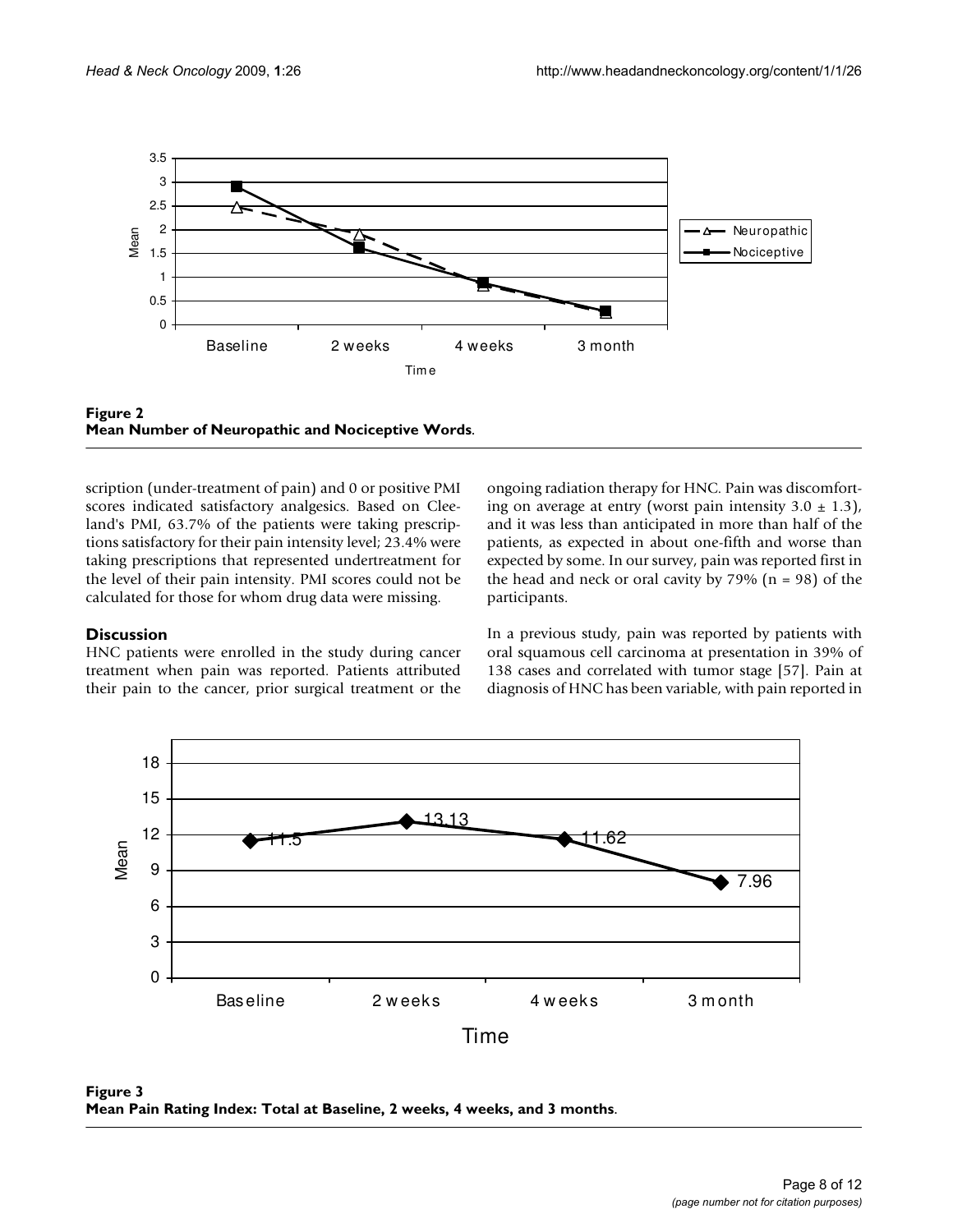Figure 2
**Mean Number of Neuropathic and Nociceptive Words**.

scription (under-treatment of pain) and 0 or positive PMI scores indicated satisfactory analgesics. Based on Cleeland's PMI, 63.7% of the patients were taking prescriptions satisfactory for their pain intensity level; 23.4% were taking prescriptions that represented undertreatment for the level of their pain intensity. PMI scores could not be calculated for those for whom drug data were missing.

## Discussion

HNC patients were enrolled in the study during cancer treatment when pain was reported. Patients attributed their pain to the cancer, prior surgical treatment or the ongoing radiation therapy for HNC. Pain was discomforting on average at entry (worst pain intensity 3.0 ± 1.3), and it was less than anticipated in more than half of the patients, as expected in about one-fifth and worse than expected by some. In our survey, pain was reported first in the head and neck or oral cavity by 79% (n = 98) of the participants.

In a previous study, pain was reported by patients with oral squamous cell carcinoma at presentation in 39% of 138 cases and correlated with tumor stage [57]. Pain at diagnosis of HNC has been variable, with pain reported in

Figure 3
**Mean Pain Rating Index: Total at Baseline, 2 weeks, 4 weeks, and 3 months**.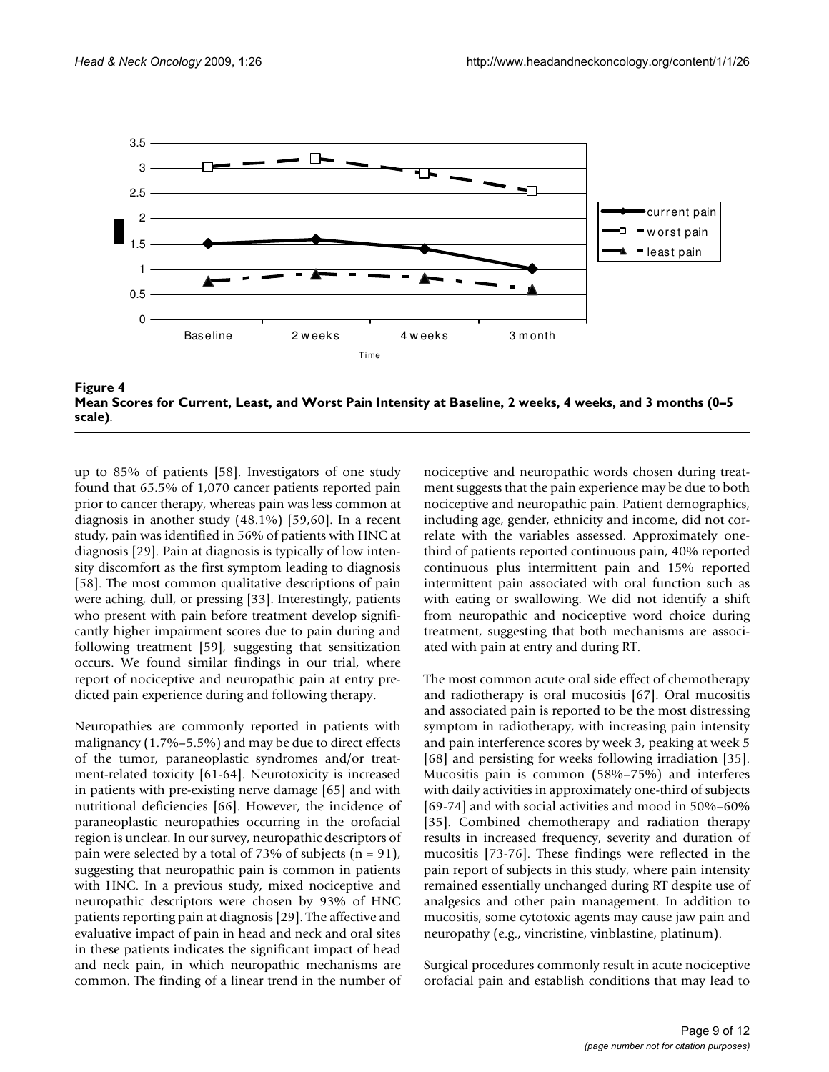**Figure 4**
**Mean Scores for Current, Least, and Worst Pain Intensity at Baseline, 2 weeks, 4 weeks, and 3 months (0–5 scale).**

up to 85% of patients [58]. Investigators of one study found that 65.5% of 1,070 cancer patients reported pain prior to cancer therapy, whereas pain was less common at diagnosis in another study (48.1%) [59,60]. In a recent study, pain was identified in 56% of patients with HNC at diagnosis [29]. Pain at diagnosis is typically of low intensity discomfort as the first symptom leading to diagnosis [58]. The most common qualitative descriptions of pain were aching, dull, or pressing [33]. Interestingly, patients who present with pain before treatment develop significantly higher impairment scores due to pain during and following treatment [59], suggesting that sensitization occurs. We found similar findings in our trial, where report of nociceptive and neuropathic pain at entry predicted pain experience during and following therapy.

Neuropathies are commonly reported in patients with malignancy (1.7%–5.5%) and may be due to direct effects of the tumor, paraneoplastic syndromes and/or treatment-related toxicity [61-64]. Neurotoxicity is increased in patients with pre-existing nerve damage [65] and with nutritional deficiencies [66]. However, the incidence of paraneoplastic neuropathies occurring in the orofacial region is unclear. In our survey, neuropathic descriptors of pain were selected by a total of 73% of subjects ($n = 91$), suggesting that neuropathic pain is common in patients with HNC. In a previous study, mixed nociceptive and neuropathic descriptors were chosen by 93% of HNC patients reporting pain at diagnosis [29]. The affective and evaluative impact of pain in head and neck and oral sites in these patients indicates the significant impact of head and neck pain, in which neuropathic mechanisms are common. The finding of a linear trend in the number of nociceptive and neuropathic words chosen during treatment suggests that the pain experience may be due to both nociceptive and neuropathic pain. Patient demographics, including age, gender, ethnicity and income, did not correlate with the variables assessed. Approximately one-third of patients reported continuous pain, 40% reported continuous plus intermittent pain and 15% reported intermittent pain associated with oral function such as with eating or swallowing. We did not identify a shift from neuropathic and nociceptive word choice during treatment, suggesting that both mechanisms are associated with pain at entry and during RT.

The most common acute oral side effect of chemotherapy and radiotherapy is oral mucositis [67]. Oral mucositis and associated pain is reported to be the most distressing symptom in radiotherapy, with increasing pain intensity and pain interference scores by week 3, peaking at week 5 [68] and persisting for weeks following irradiation [35]. Mucositis pain is common (58%–75%) and interferes with daily activities in approximately one-third of subjects [69-74] and with social activities and mood in 50%–60% [35]. Combined chemotherapy and radiation therapy results in increased frequency, severity and duration of mucositis [73-76]. These findings were reflected in the pain report of subjects in this study, where pain intensity remained essentially unchanged during RT despite use of analgesics and other pain management. In addition to mucositis, some cytotoxic agents may cause jaw pain and neuropathy (e.g., vincristine, vinblastine, platinum).

Surgical procedures commonly result in acute nociceptive orofacial pain and establish conditions that may lead to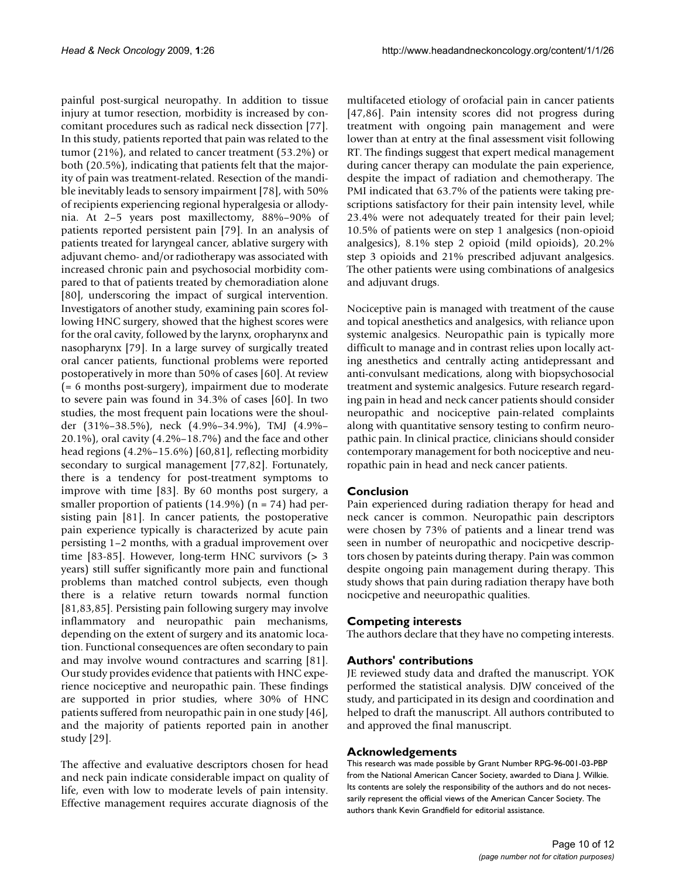painful post-surgical neuropathy. In addition to tissue injury at tumor resection, morbidity is increased by concomitant procedures such as radical neck dissection [77]. In this study, patients reported that pain was related to the tumor (21%), and related to cancer treatment (53.2%) or both (20.5%), indicating that patients felt that the majority of pain was treatment-related. Resection of the mandible inevitably leads to sensory impairment [78], with 50% of recipients experiencing regional hyperalgesia or allodynia. At 2–5 years post maxillectomy, 88%–90% of patients reported persistent pain [79]. In an analysis of patients treated for laryngeal cancer, ablative surgery with adjuvant chemo- and/or radiotherapy was associated with increased chronic pain and psychosocial morbidity compared to that of patients treated by chemoradiation alone [80], underscoring the impact of surgical intervention. Investigators of another study, examining pain scores following HNC surgery, showed that the highest scores were for the oral cavity, followed by the larynx, oropharynx and nasopharynx [79]. In a large survey of surgically treated oral cancer patients, functional problems were reported postoperatively in more than 50% of cases [60]. At review (= 6 months post-surgery), impairment due to moderate to severe pain was found in 34.3% of cases [60]. In two studies, the most frequent pain locations were the shoulder (31%–38.5%), neck (4.9%–34.9%), TMJ (4.9%–20.1%), oral cavity (4.2%–18.7%) and the face and other head regions (4.2%–15.6%) [60,81], reflecting morbidity secondary to surgical management [77,82]. Fortunately, there is a tendency for post-treatment symptoms to improve with time [83]. By 60 months post surgery, a smaller proportion of patients (14.9%) (n = 74) had persisting pain [81]. In cancer patients, the postoperative pain experience typically is characterized by acute pain persisting 1–2 months, with a gradual improvement over time [83-85]. However, long-term HNC survivors (> 3 years) still suffer significantly more pain and functional problems than matched control subjects, even though there is a relative return towards normal function [81,83,85]. Persisting pain following surgery may involve inflammatory and neuropathic pain mechanisms, depending on the extent of surgery and its anatomic location. Functional consequences are often secondary to pain and may involve wound contractures and scarring [81]. Our study provides evidence that patients with HNC experience nociceptive and neuropathic pain. These findings are supported in prior studies, where 30% of HNC patients suffered from neuropathic pain in one study [46], and the majority of patients reported pain in another study [29].

The affective and evaluative descriptors chosen for head and neck pain indicate considerable impact on quality of life, even with low to moderate levels of pain intensity. Effective management requires accurate diagnosis of the multifaceted etiology of orofacial pain in cancer patients [47,86]. Pain intensity scores did not progress during treatment with ongoing pain management and were lower than at entry at the final assessment visit following RT. The findings suggest that expert medical management during cancer therapy can modulate the pain experience, despite the impact of radiation and chemotherapy. The PMI indicated that 63.7% of the patients were taking prescriptions satisfactory for their pain intensity level, while 23.4% were not adequately treated for their pain level; 10.5% of patients were on step 1 analgesics (non-opioid analgesics), 8.1% step 2 opioid (mild opioids), 20.2% step 3 opioids and 21% prescribed adjuvant analgesics. The other patients were using combinations of analgesics and adjuvant drugs.

Nociceptive pain is managed with treatment of the cause and topical anesthetics and analgesics, with reliance upon systemic analgesics. Neuropathic pain is typically more difficult to manage and in contrast relies upon locally acting anesthetics and centrally acting antidepressant and anti-convulsant medications, along with biopsychosocial treatment and systemic analgesics. Future research regarding pain in head and neck cancer patients should consider neuropathic and nociceptive pain-related complaints along with quantitative sensory testing to confirm neuropathic pain. In clinical practice, clinicians should consider contemporary management for both nociceptive and neuropathic pain in head and neck cancer patients.

## Conclusion

Pain experienced during radiation therapy for head and neck cancer is common. Neuropathic pain descriptors were chosen by 73% of patients and a linear trend was seen in number of neuropathic and nocicpetive descriptors chosen by pateints during therapy. Pain was common despite ongoing pain management during therapy. This study shows that pain during radiation therapy have both nocicpetive and neeuropathic qualities.

## Competing interests

The authors declare that they have no competing interests.

## Authors' contributions

JE reviewed study data and drafted the manuscript. YOK performed the statistical analysis. DJW conceived of the study, and participated in its design and coordination and helped to draft the manuscript. All authors contributed to and approved the final manuscript.

## Acknowledgements

This research was made possible by Grant Number RPG-96-001-03-PBP from the National American Cancer Society, awarded to Diana J. Wilkie. Its contents are solely the responsibility of the authors and do not necessarily represent the official views of the American Cancer Society. The authors thank Kevin Grandfield for editorial assistance.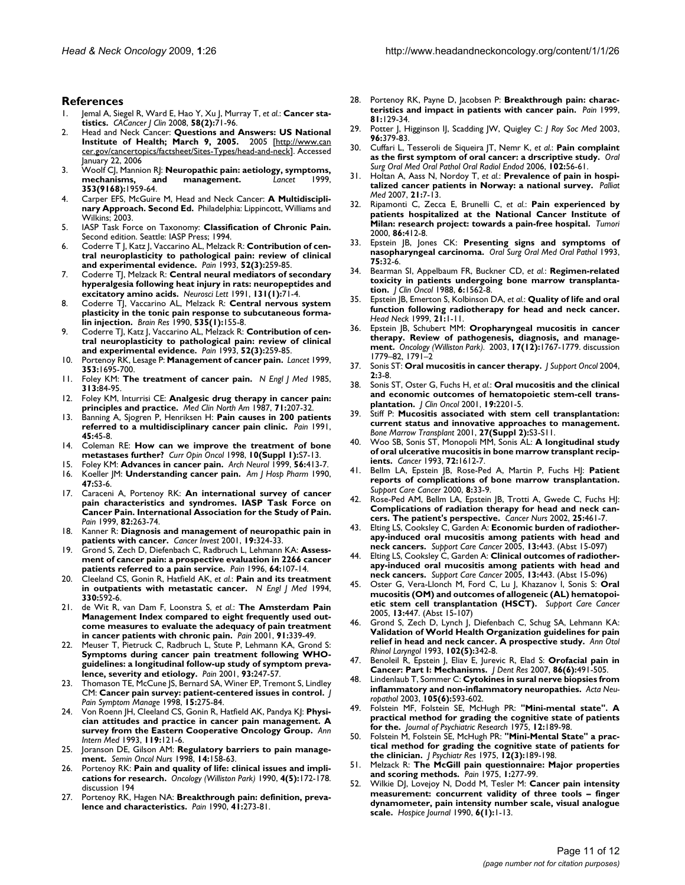## References

1. Jemal A, Siegel R, Ward E, Hao Y, Xu J, Murray T, *et al.*: **Cancer statistics.** *CACancer J Clin* 2008, **58(2):**71-96.
2. Head and Neck Cancer: **Questions and Answers: US National Institute of Health; March 9, 2005.** 2005 [http://www.cancer.gov/cancertopics/factsheet/Sites-Types/head-and-neck]. Accessed January 22, 2006
3. Woolf CJ, Mannion RJ: **Neuropathic pain: aetiology, symptoms, mechanisms, and management.** *Lancet* 1999, **353(9168):**1959-64.
4. Carper EFS, McGuire M, Head and Neck Cancer: **A Multidisciplinary Approach. Second Ed.** Philadelphia: Lippincott, Williams and Wilkins; 2003.
5. IASP Task Force on Taxonomy: **Classification of Chronic Pain.** Second edition. Seattle: IASP Press; 1994.
6. Coderre T J, Katz J, Vaccarino AL, Melzack R: **Contribution of central neuroplasticity to pathological pain: review of clinical and experimental evidence.** *Pain* 1993, **52(3):**259-85.
7. Coderre TJ, Melzack R: **Central neural mediators of secondary hyperalgesia following heat injury in rats: neuropeptides and excitatory amino acids.** *Neurosci Lett* 1991, **131(1):**71-4.
8. Coderre TJ, Vaccarino AL, Melzack R: **Central nervous system plasticity in the tonic pain response to subcutaneous formalin injection.** *Brain Res* 1990, **535(1):**155-8.
9. Coderre TJ, Katz J, Vaccarino AL, Melzack R: **Contribution of central neuroplasticity to pathological pain: review of clinical and experimental evidence.** *Pain* 1993, **52(3):**259-85.
10. Portenoy RK, Lesage P: **Management of cancer pain.** *Lancet* 1999, **353:**1695-700.
11. Foley KM: **The treatment of cancer pain.** *N Engl J Med* 1985, **313:**84-95.
12. Foley KM, Inturrisi CE: **Analgesic drug therapy in cancer pain: principles and practice.** *Med Clin North Am* 1987, **71:**207-32.
13. Banning A, Sjogren P, Henriksen H: **Pain causes in 200 patients referred to a multidisciplinary cancer pain clinic.** *Pain* 1991, **45:**45-8.
14. Coleman RE: **How can we improve the treatment of bone metastases further?** *Curr Opin Oncol* 1998, **10(Suppl 1):**S7-13.
15. Foley KM: **Advances in cancer pain.** *Arch Neurol* 1999, **56:**413-7.
16. Koeller JM: **Understanding cancer pain.** *Am J Hosp Pharm* 1990, **47:**S3-6.
17. Caraceni A, Portenoy RK: **An international survey of cancer pain characteristics and syndromes. IASP Task Force on Cancer Pain. International Association for the Study of Pain.** *Pain* 1999, **82:**263-74.
18. Kanner R: **Diagnosis and management of neuropathic pain in patients with cancer.** *Cancer Invest* 2001, **19:**324-33.
19. Grond S, Zech D, Diefenbach C, Radbruch L, Lehmann KA: **Assessment of cancer pain: a prospective evaluation in 2266 cancer patients referred to a pain service.** *Pain* 1996, **64:**107-14.
20. Cleeland CS, Gonin R, Hatfield AK, *et al.*: **Pain and its treatment in outpatients with metastatic cancer.** *N Engl J Med* 1994, **330:**592-6.
21. de Wit R, van Dam F, Loonstra S, *et al.*: **The Amsterdam Pain Management Index compared to eight frequently used outcome measures to evaluate the adequacy of pain treatment in cancer patients with chronic pain.** *Pain* 2001, **91:**339-49.
22. Meuser T, Pietruck C, Radbruch L, Stute P, Lehmann KA, Grond S: **Symptoms during cancer pain treatment following WHO-guidelines: a longitudinal follow-up study of symptom prevalence, severity and etiology.** *Pain* 2001, **93:**247-57.
23. Thomason TE, McCune JS, Bernard SA, Winer EP, Tremont S, Lindley CM: **Cancer pain survey: patient-centered issues in control.** *J Pain Symptom Manage* 1998, **15:**275-84.
24. Von Roenn JH, Cleeland CS, Gonin R, Hatfield AK, Pandya KJ: **Physician attitudes and practice in cancer pain management. A survey from the Eastern Cooperative Oncology Group.** *Ann Intern Med* 1993, **119:**121-6.
25. Joranson DE, Gilson AM: **Regulatory barriers to pain management.** *Semin Oncol Nurs* 1998, **14:**158-63.
26. Portenoy RK: **Pain and quality of life: clinical issues and implications for research.** *Oncology (Williston Park)* 1990, **4(5):**172-178. discussion 194
27. Portenoy RK, Hagen NA: **Breakthrough pain: definition, prevalence and characteristics.** *Pain* 1990, **41:**273-81.
28. Portenoy RK, Payne D, Jacobsen P: **Breakthrough pain: characteristics and impact in patients with cancer pain.** *Pain* 1999, **81:**129-34.
29. Potter J, Higginson IJ, Scadding JW, Quigley C: *J Roy Soc Med* 2003, **96:**379-83.
30. Cuffari L, Tesseroli de Siqueira JT, Nemr K, *et al.*: **Pain complaint as the first symptom of oral cancer: a drscriptive study.** *Oral Surg Oral Med Oral Pathol Oral Radiol Endod* 2006, **102:**56-61.
31. Holtan A, Aass N, Nordoy T, *et al.*: **Prevalence of pain in hospitalized cancer patients in Norway: a national survey.** *Palliat Med* 2007, **21:**7-13.
32. Ripamonti C, Zecca E, Brunelli C, *et al.*: **Pain experienced by patients hospitalized at the National Cancer Institute of Milan: research project: towards a pain-free hospital.** *Tumori* 2000, **86:**412-8.
33. Epstein JB, Jones CK: **Presenting signs and symptoms of nasopharyngeal carcinoma.** *Oral Surg Oral Med Oral Pathol* 1993, **75:**32-6.
34. Bearman SI, Appelbaum FR, Buckner CD, *et al.*: **Regimen-related toxicity in patients undergoing bone marrow transplantation.** *J Clin Oncol* 1988, **6:**1562-8.
35. Epstein JB, Emerton S, Kolbinson DA, *et al.*: **Quality of life and oral function following radiotherapy for head and neck cancer.** *Head Neck* 1999, **21:**1-11.
36. Epstein JB, Schubert MM: **Oropharyngeal mucositis in cancer therapy. Review of pathogenesis, diagnosis, and management.** *Oncology (Williston Park).* 2003, **17(12):**1767-1779. discussion 1779–82, 1791–2
37. Sonis ST: **Oral mucositis in cancer therapy.** *J Support Oncol* 2004, **2:**3-8.
38. Sonis ST, Oster G, Fuchs H, *et al.*: **Oral mucositis and the clinical and economic outcomes of hematopoietic stem-cell transplantation.** *J Clin Oncol* 2001, **19:**2201-5.
39. Stiff P: **Mucositis associated with stem cell transplantation: current status and innovative approaches to management.** *Bone Marrow Transplant* 2001, **27(Suppl 2):**S3-S11.
40. Woo SB, Sonis ST, Monopoli MM, Sonis AL: **A longitudinal study of oral ulcerative mucositis in bone marrow transplant recipients.** *Cancer* 1993, **72:**1612-7.
41. Bellm LA, Epstein JB, Rose-Ped A, Martin P, Fuchs HJ: **Patient reports of complications of bone marrow transplantation.** *Support Care Cancer* 2000, **8:**33-9.
42. Rose-Ped AM, Bellm LA, Epstein JB, Trotti A, Gwede C, Fuchs HJ: **Complications of radiation therapy for head and neck cancers. The patient's perspective.** *Cancer Nurs* 2002, **25:**461-7.
43. Elting LS, Cooksley C, Garden A: **Economic burden of radiotherapy-induced oral mucositis among patients with head and neck cancers.** *Support Care Cancer* 2005, **13:**443. (Abst 15-097)
44. Elting LS, Cooksley C, Garden A: **Clinical outcomes of radiotherapy-induced oral mucositis among patients with head and neck cancers.** *Support Care Cancer* 2005, **13:**443. (Abst 15-096)
45. Oster G, Vera-Llonch M, Ford C, Lu J, Khazanov I, Sonis S: **Oral mucositis (OM) and outcomes of allogeneic (AL) hematopoietic stem cell transplantation (HSCT).** *Support Care Cancer* 2005, **13:**447. (Abst 15-107)
46. Grond S, Zech D, Lynch J, Diefenbach C, Schug SA, Lehmann KA: **Validation of World Health Organization guidelines for pain relief in head and neck cancer. A prospective study.** *Ann Otol Rhinol Laryngol* 1993, **102(5):**342-8.
47. Benoleil R, Epstein J, Eliav E, Jurevic R, Elad S: **Orofacial pain in Cancer: Part I: Mechanisms.** *J Dent Res* 2007, **86(6):**491-505.
48. Lindenlaub T, Sommer C: **Cytokines in sural nerve biopsies from inflammatory and non-inflammatory neuropathies.** *Acta Neuropathol* 2003, **105(6):**593-602.
49. Folstein MF, Folstein SE, McHugh PR: **"Mini-mental state". A practical method for grading the cognitive state of patients for the.** *Journal of Psychiatric Research* 1975, **12:**189-98.
50. Folstein M, Folstein SE, McHugh PR: **"Mini-Mental State" a practical method for grading the cognitive state of patients for the clinician.** *J Psychiatr Res* 1975, **12(3):**189-198.
51. Melzack R: **The McGill pain questionnaire: Major properties and scoring methods.** *Pain* 1975, **1:**277-99.
52. Wilkie DJ, Lovejoy N, Dodd M, Tesler M: **Cancer pain intensity measurement: concurrent validity of three tools – finger dynamometer, pain intensity number scale, visual analogue scale.** *Hospice Journal* 1990, **6(1):**1-13.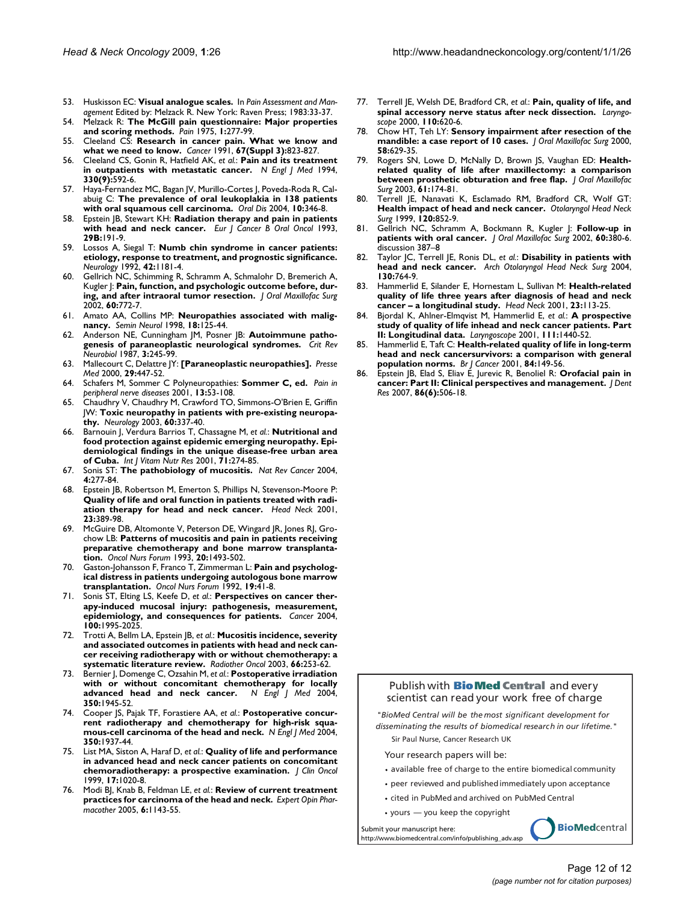53. Huskisson EC: **Visual analogue scales.** In *Pain Assessment and Management* Edited by: Melzack R. New York: Raven Press; 1983:33-37.
54. Melzack R: **The McGill pain questionnaire: Major properties and scoring methods.** *Pain* 1975, **1**:277-99.
55. Cleeland CS: **Research in cancer pain. What we know and what we need to know.** *Cancer* 1991, **67(Suppl 3)**:823-827.
56. Cleeland CS, Gonin R, Hatfield AK, *et al.*: **Pain and its treatment in outpatients with metastatic cancer.** *N Engl J Med* 1994, **330(9)**:592-6.
57. Haya-Fernandez MC, Bagan JV, Murillo-Cortes J, Poveda-Roda R, Calabuig C: **The prevalence of oral leukoplakia in 138 patients with oral squamous cell carcinoma.** *Oral Dis* 2004, **10**:346-8.
58. Epstein JB, Stewart KH: **Radiation therapy and pain in patients with head and neck cancer.** *Eur J Cancer B Oral Oncol* 1993, **29B**:191-9.
59. Lossos A, Siegal T: **Numb chin syndrome in cancer patients: etiology, response to treatment, and prognostic significance.** *Neurology* 1992, **42**:1181-4.
60. Gellrich NC, Schimming R, Schramm A, Schmalohr D, Bremerich A, Kugler J: **Pain, function, and psychologic outcome before, during, and after intraoral tumor resection.** *J Oral Maxillofac Surg* 2002, **60**:772-7.
61. Amato AA, Collins MP: **Neuropathies associated with malignancy.** *Semin Neurol* 1998, **18**:125-44.
62. Anderson NE, Cunningham JM, Posner JB: **Autoimmune pathogenesis of paraneoplastic neurological syndromes.** *Crit Rev Neurobiol* 1987, **3**:245-99.
63. Mallecourt C, Delattre JY: **[Paraneoplastic neuropathies].** *Presse Med* 2000, **29**:447-52.
64. Schafers M, Sommer C Polyneuropathies: **Sommer C, ed.** *Pain in peripheral nerve diseases* 2001, **13**:53-108.
65. Chaudhry V, Chaudhry M, Crawford TO, Simmons-O'Brien E, Griffin JW: **Toxic neuropathy in patients with pre-existing neuropathy.** *Neurology* 2003, **60**:337-40.
66. Barnouin J, Verdura Barrios T, Chassagne M, *et al.*: **Nutritional and food protection against epidemic emerging neuropathy. Epidemiological findings in the unique disease-free urban area of Cuba.** *Int J Vitam Nutr Res* 2001, **71**:274-85.
67. Sonis ST: **The pathobiology of mucositis.** *Nat Rev Cancer* 2004, **4**:277-84.
68. Epstein JB, Robertson M, Emerton S, Phillips N, Stevenson-Moore P: **Quality of life and oral function in patients treated with radiation therapy for head and neck cancer.** *Head Neck* 2001, **23**:389-98.
69. McGuire DB, Altomonte V, Peterson DE, Wingard JR, Jones RJ, Grochow LB: **Patterns of mucositis and pain in patients receiving preparative chemotherapy and bone marrow transplantation.** *Oncol Nurs Forum* 1993, **20**:1493-502.
70. Gaston-Johansson F, Franco T, Zimmerman L: **Pain and psychological distress in patients undergoing autologous bone marrow transplantation.** *Oncol Nurs Forum* 1992, **19**:41-8.
71. Sonis ST, Elting LS, Keefe D, *et al.*: **Perspectives on cancer therapy-induced mucosal injury: pathogenesis, measurement, epidemiology, and consequences for patients.** *Cancer* 2004, **100**:1995-2025.
72. Trotti A, Bellm LA, Epstein JB, *et al.*: **Mucositis incidence, severity and associated outcomes in patients with head and neck cancer receiving radiotherapy with or without chemotherapy: a systematic literature review.** *Radiother Oncol* 2003, **66**:253-62.
73. Bernier J, Domenge C, Ozsahin M, *et al.*: **Postoperative irradiation with or without concomitant chemotherapy for locally advanced head and neck cancer.** *N Engl J Med* 2004, **350**:1945-52.
74. Cooper JS, Pajak TF, Forastiere AA, *et al.*: **Postoperative concurrent radiotherapy and chemotherapy for high-risk squamous-cell carcinoma of the head and neck.** *N Engl J Med* 2004, **350**:1937-44.
75. List MA, Siston A, Haraf D, *et al.*: **Quality of life and performance in advanced head and neck cancer patients on concomitant chemoradiotherapy: a prospective examination.** *J Clin Oncol* 1999, **17**:1020-8.
76. Modi BJ, Knab B, Feldman LE, *et al.*: **Review of current treatment practices for carcinoma of the head and neck.** *Expert Opin Pharmacother* 2005, **6**:1143-55.
77. Terrell JE, Welsh DE, Bradford CR, *et al.*: **Pain, quality of life, and spinal accessory nerve status after neck dissection.** *Laryngoscope* 2000, **110**:620-6.
78. Chow HT, Teh LY: **Sensory impairment after resection of the mandible: a case report of 10 cases.** *J Oral Maxillofac Surg* 2000, **58**:629-35.
79. Rogers SN, Lowe D, McNally D, Brown JS, Vaughan ED: **Health-related quality of life after maxillectomy: a comparison between prosthetic obturation and free flap.** *J Oral Maxillofac Surg* 2003, **61**:174-81.
80. Terrell JE, Nanavati K, Esclamado RM, Bradford CR, Wolf GT: **Health impact of head and neck cancer.** *Otolaryngol Head Neck Surg* 1999, **120**:852-9.
81. Gellrich NC, Schramm A, Bockmann R, Kugler J: **Follow-up in patients with oral cancer.** *J Oral Maxillofac Surg* 2002, **60**:380-6. discussion 387–8
82. Taylor JC, Terrell JE, Ronis DL, *et al.*: **Disability in patients with head and neck cancer.** *Arch Otolaryngol Head Neck Surg* 2004, **130**:764-9.
83. Hammerlid E, Silander E, Hornestam L, Sullivan M: **Health-related quality of life three years after diagnosis of head and neck cancer – a longitudinal study.** *Head Neck* 2001, **23**:113-25.
84. Bjordal K, Ahlner-Elmqvist M, Hammerlid E, *et al.*: **A prospective study of quality of life inhead and neck cancer patients. Part II: Longitudinal data.** *Laryngoscope* 2001, **111**:1440-52.
85. Hammerlid E, Taft C: **Health-related quality of life in long-term head and neck cancersurvivors: a comparison with general population norms.** *Br J Cancer* 2001, **84**:149-56.
86. Epstein JB, Elad S, Eliav E, Jurevic R, Benoliel R: **Orofacial pain in cancer: Part II: Clinical perspectives and management.** *J Dent Res* 2007, **86(6)**:506-18.

Publish with **BioMed Central** and every scientist can read your work free of charge

*"BioMed Central will be the most significant development for disseminating the results of biomedical research in our lifetime."*
Sir Paul Nurse, Cancer Research UK

Your research papers will be:

- available free of charge to the entire biomedical community
- peer reviewed and published immediately upon acceptance
- cited in PubMed and archived on PubMed Central
- yours — you keep the copyright

Submit your manuscript here:
http://www.biomedcentral.com/info/publishing_adv.asp

**BioMed**central